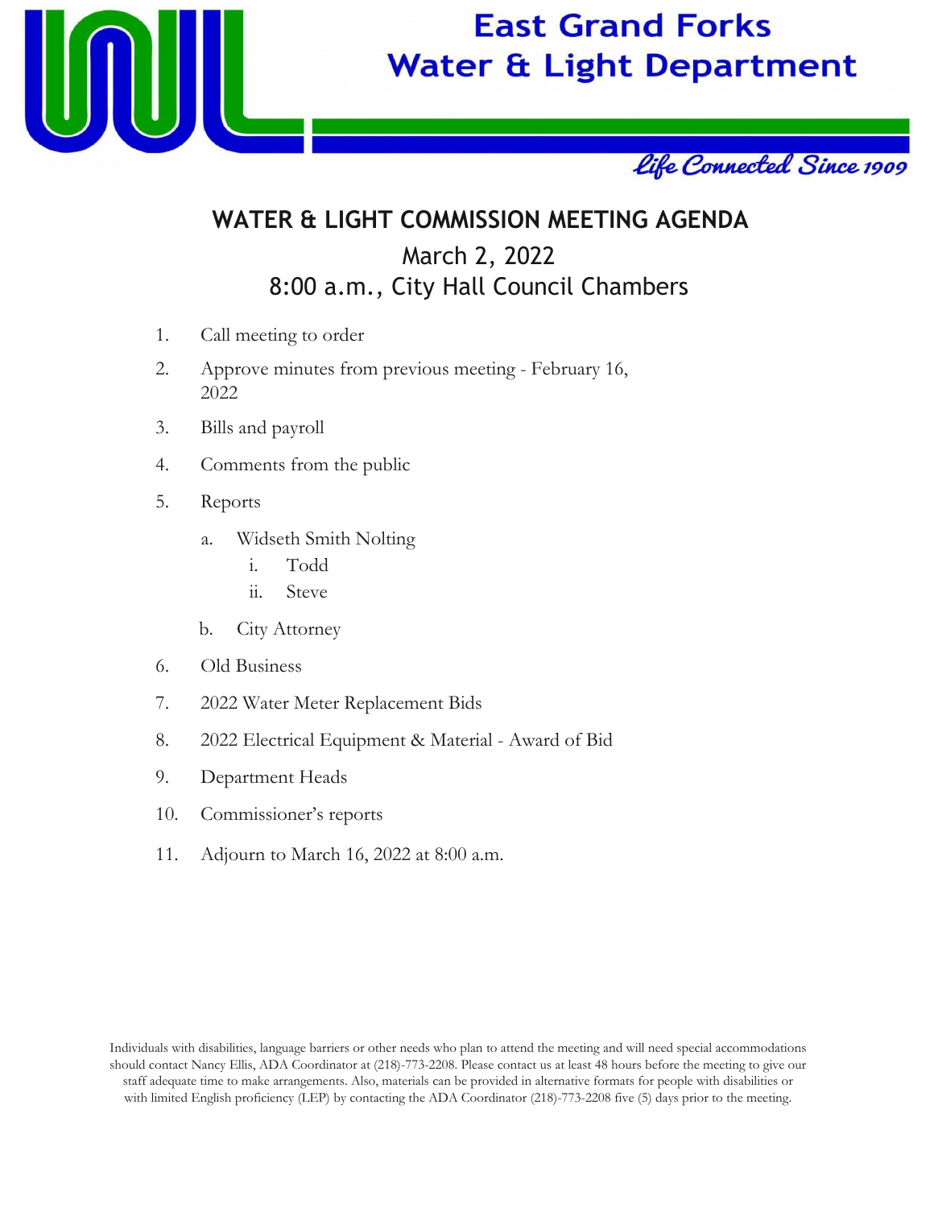# East Grand Forks Water & Light Department

*Life Connected Since 1909*

## WATER & LIGHT COMMISSION MEETING AGENDA

March 2, 2022

8:00 a.m., City Hall Council Chambers

1. Call meeting to order
2. Approve minutes from previous meeting - February 16, 2022
3. Bills and payroll
4. Comments from the public
5. Reports
   a. Widseth Smith Nolting
      i. Todd
      ii. Steve
   b. City Attorney
6. Old Business
7. 2022 Water Meter Replacement Bids
8. 2022 Electrical Equipment & Material - Award of Bid
9. Department Heads
10. Commissioner's reports
11. Adjourn to March 16, 2022 at 8:00 a.m.

Individuals with disabilities, language barriers or other needs who plan to attend the meeting and will need special accommodations should contact Nancy Ellis, ADA Coordinator at (218)-773-2208. Please contact us at least 48 hours before the meeting to give our staff adequate time to make arrangements. Also, materials can be provided in alternative formats for people with disabilities or with limited English proficiency (LEP) by contacting the ADA Coordinator (218)-773-2208 five (5) days prior to the meeting.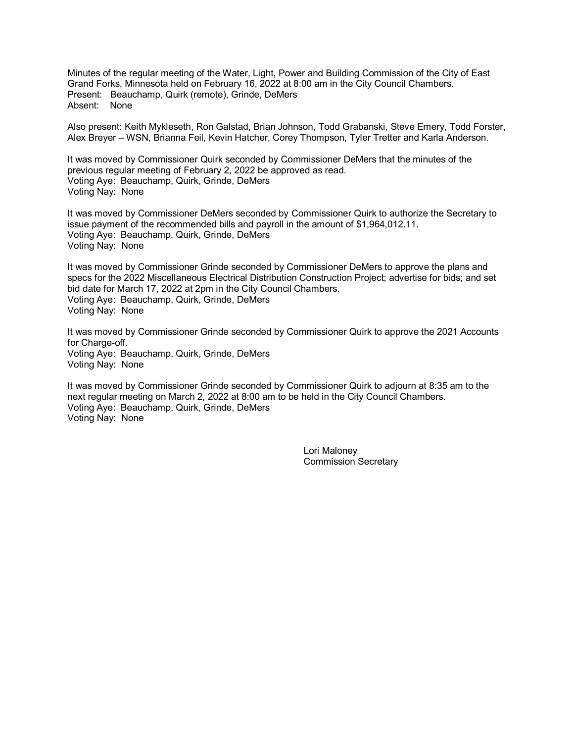Minutes of the regular meeting of the Water, Light, Power and Building Commission of the City of East Grand Forks, Minnesota held on February 16, 2022 at 8:00 am in the City Council Chambers.
Present: Beauchamp, Quirk (remote), Grinde, DeMers
Absent: None

Also present: Keith Mykleseth, Ron Galstad, Brian Johnson, Todd Grabanski, Steve Emery, Todd Forster, Alex Breyer – WSN, Brianna Feil, Kevin Hatcher, Corey Thompson, Tyler Tretter and Karla Anderson.

It was moved by Commissioner Quirk seconded by Commissioner DeMers that the minutes of the previous regular meeting of February 2, 2022 be approved as read.
Voting Aye: Beauchamp, Quirk, Grinde, DeMers
Voting Nay: None

It was moved by Commissioner DeMers seconded by Commissioner Quirk to authorize the Secretary to issue payment of the recommended bills and payroll in the amount of $1,964,012.11.
Voting Aye: Beauchamp, Quirk, Grinde, DeMers
Voting Nay: None

It was moved by Commissioner Grinde seconded by Commissioner DeMers to approve the plans and specs for the 2022 Miscellaneous Electrical Distribution Construction Project; advertise for bids; and set bid date for March 17, 2022 at 2pm in the City Council Chambers.
Voting Aye: Beauchamp, Quirk, Grinde, DeMers
Voting Nay: None

It was moved by Commissioner Grinde seconded by Commissioner Quirk to approve the 2021 Accounts for Charge-off.
Voting Aye: Beauchamp, Quirk, Grinde, DeMers
Voting Nay: None

It was moved by Commissioner Grinde seconded by Commissioner Quirk to adjourn at 8:35 am to the next regular meeting on March 2, 2022 at 8:00 am to be held in the City Council Chambers.
Voting Aye: Beauchamp, Quirk, Grinde, DeMers
Voting Nay: None

Lori Maloney
Commission Secretary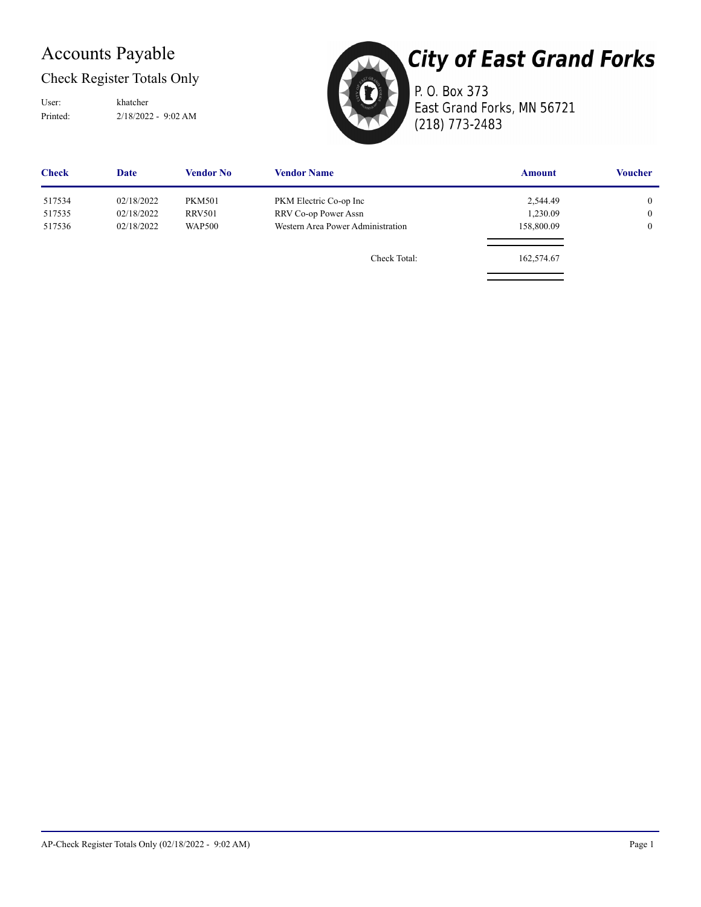# Accounts Payable

## Check Register Totals Only

User: khatcher
Printed: 2/18/2022 - 9:02 AM

# City of East Grand Forks

P. O. Box 373
East Grand Forks, MN 56721
(218) 773-2483

| Check | Date | Vendor No | Vendor Name | Amount | Voucher |
|---|---|---|---|---|---|
| 517534 | 02/18/2022 | PKM501 | PKM Electric Co-op Inc | 2,544.49 | 0 |
| 517535 | 02/18/2022 | RRV501 | RRV Co-op Power Assn | 1,230.09 | 0 |
| 517536 | 02/18/2022 | WAP500 | Western Area Power Administration | 158,800.09 | 0 |
| | | | Check Total: | 162,574.67 | |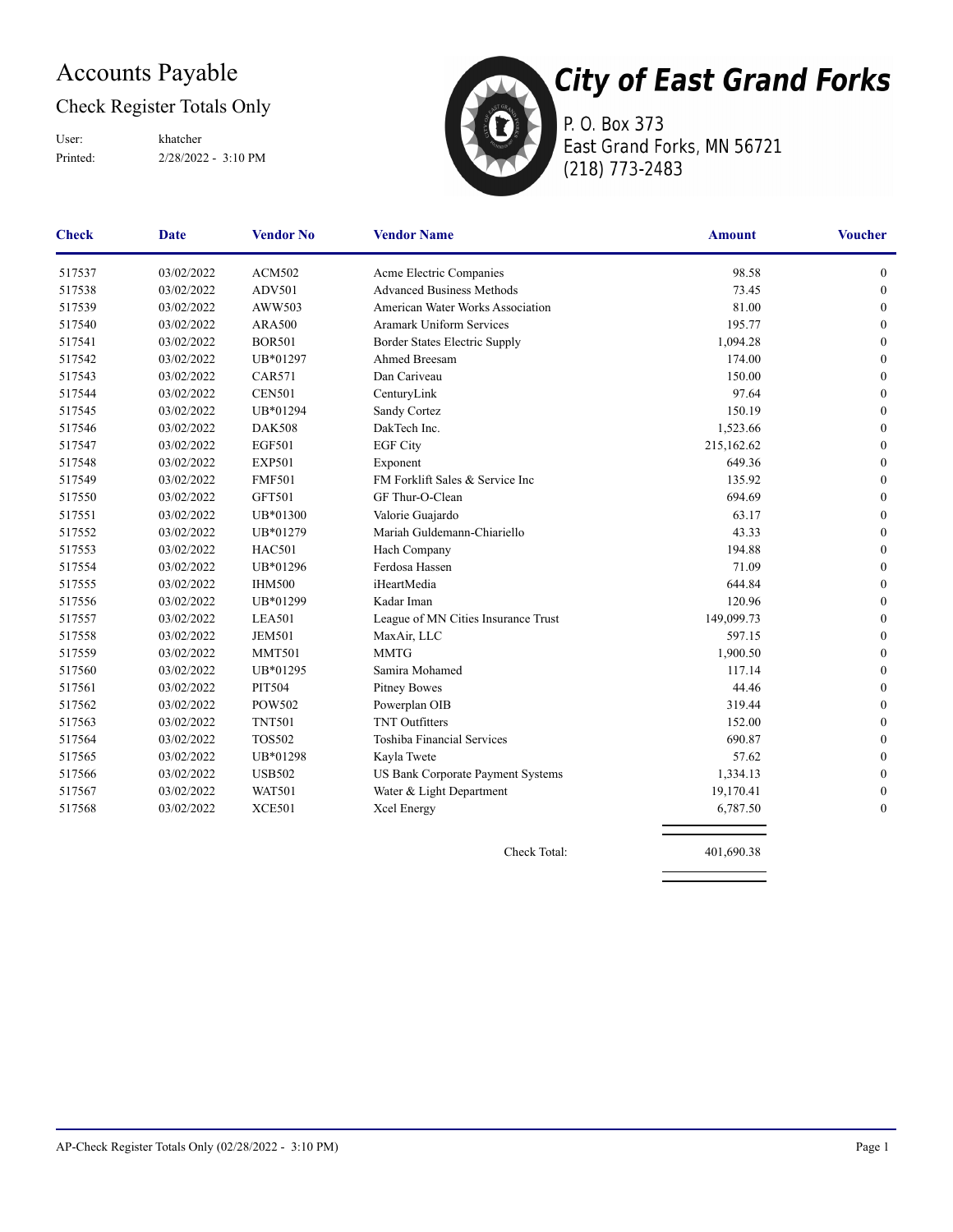# Accounts Payable

## Check Register Totals Only

User: khatcher
Printed: 2/28/2022 - 3:10 PM

**City of East Grand Forks**
P. O. Box 373
East Grand Forks, MN 56721
(218) 773-2483

| Check | Date | Vendor No | Vendor Name | Amount | Voucher |
|---|---|---|---|---|---|
| 517537 | 03/02/2022 | ACM502 | Acme Electric Companies | 98.58 | 0 |
| 517538 | 03/02/2022 | ADV501 | Advanced Business Methods | 73.45 | 0 |
| 517539 | 03/02/2022 | AWW503 | American Water Works Association | 81.00 | 0 |
| 517540 | 03/02/2022 | ARA500 | Aramark Uniform Services | 195.77 | 0 |
| 517541 | 03/02/2022 | BOR501 | Border States Electric Supply | 1,094.28 | 0 |
| 517542 | 03/02/2022 | UB*01297 | Ahmed Breesam | 174.00 | 0 |
| 517543 | 03/02/2022 | CAR571 | Dan Cariveau | 150.00 | 0 |
| 517544 | 03/02/2022 | CEN501 | CenturyLink | 97.64 | 0 |
| 517545 | 03/02/2022 | UB*01294 | Sandy Cortez | 150.19 | 0 |
| 517546 | 03/02/2022 | DAK508 | DakTech Inc. | 1,523.66 | 0 |
| 517547 | 03/02/2022 | EGF501 | EGF City | 215,162.62 | 0 |
| 517548 | 03/02/2022 | EXP501 | Exponent | 649.36 | 0 |
| 517549 | 03/02/2022 | FMF501 | FM Forklift Sales & Service Inc | 135.92 | 0 |
| 517550 | 03/02/2022 | GFT501 | GF Thur-O-Clean | 694.69 | 0 |
| 517551 | 03/02/2022 | UB*01300 | Valorie Guajardo | 63.17 | 0 |
| 517552 | 03/02/2022 | UB*01279 | Mariah Guldemann-Chiariello | 43.33 | 0 |
| 517553 | 03/02/2022 | HAC501 | Hach Company | 194.88 | 0 |
| 517554 | 03/02/2022 | UB*01296 | Ferdosa Hassen | 71.09 | 0 |
| 517555 | 03/02/2022 | IHM500 | iHeartMedia | 644.84 | 0 |
| 517556 | 03/02/2022 | UB*01299 | Kadar Iman | 120.96 | 0 |
| 517557 | 03/02/2022 | LEA501 | League of MN Cities Insurance Trust | 149,099.73 | 0 |
| 517558 | 03/02/2022 | JEM501 | MaxAir, LLC | 597.15 | 0 |
| 517559 | 03/02/2022 | MMT501 | MMTG | 1,900.50 | 0 |
| 517560 | 03/02/2022 | UB*01295 | Samira Mohamed | 117.14 | 0 |
| 517561 | 03/02/2022 | PIT504 | Pitney Bowes | 44.46 | 0 |
| 517562 | 03/02/2022 | POW502 | Powerplan OIB | 319.44 | 0 |
| 517563 | 03/02/2022 | TNT501 | TNT Outfitters | 152.00 | 0 |
| 517564 | 03/02/2022 | TOS502 | Toshiba Financial Services | 690.87 | 0 |
| 517565 | 03/02/2022 | UB*01298 | Kayla Twete | 57.62 | 0 |
| 517566 | 03/02/2022 | USB502 | US Bank Corporate Payment Systems | 1,334.13 | 0 |
| 517567 | 03/02/2022 | WAT501 | Water & Light Department | 19,170.41 | 0 |
| 517568 | 03/02/2022 | XCE501 | Xcel Energy | 6,787.50 | 0 |
| | | | Check Total: | 401,690.38 | |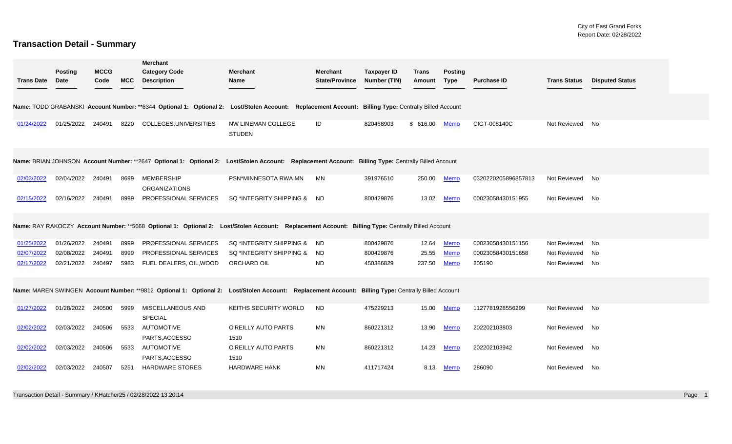City of East Grand Forks
Report Date: 02/28/2022

# Transaction Detail - Summary

| Trans Date | Posting Date | MCCG Code | MCC | Merchant Category Code Description | Merchant Name | Merchant State/Province | Taxpayer ID Number (TIN) | Trans Amount | Posting Type | Purchase ID | Trans Status | Disputed Status |
|---|---|---|---|---|---|---|---|---|---|---|---|---|
| **Name:** TODD GRABANSKI **Account Number:** **6344 **Optional 1:** **Optional 2:** **Lost/Stolen Account:** **Replacement Account:** **Billing Type:** Centrally Billed Account | | | | | | | | | | | | |
| 01/24/2022 | 01/25/2022 | 240491 | 8220 | COLLEGES,UNIVERSITIES | NW LINEMAN COLLEGE STUDEN | ID | 820468903 | $ 616.00 | Memo | CIGT-008140C | Not Reviewed | No |
| **Name:** BRIAN JOHNSON **Account Number:** **2647 **Optional 1:** **Optional 2:** **Lost/Stolen Account:** **Replacement Account:** **Billing Type:** Centrally Billed Account | | | | | | | | | | | | |
| 02/03/2022 | 02/04/2022 | 240491 | 8699 | MEMBERSHIP ORGANIZATIONS | PSN*MINNESOTA RWA MN | MN | 391976510 | 250.00 | Memo | 0320220205896857813 | Not Reviewed | No |
| 02/15/2022 | 02/16/2022 | 240491 | 8999 | PROFESSIONAL SERVICES | SQ *INTEGRITY SHIPPING & | ND | 800429876 | 13.02 | Memo | 00023058430151955 | Not Reviewed | No |
| **Name:** RAY RAKOCZY **Account Number:** **5668 **Optional 1:** **Optional 2:** **Lost/Stolen Account:** **Replacement Account:** **Billing Type:** Centrally Billed Account | | | | | | | | | | | | |
| 01/25/2022 | 01/26/2022 | 240491 | 8999 | PROFESSIONAL SERVICES | SQ *INTEGRITY SHIPPING & | ND | 800429876 | 12.64 | Memo | 00023058430151156 | Not Reviewed | No |
| 02/07/2022 | 02/08/2022 | 240491 | 8999 | PROFESSIONAL SERVICES | SQ *INTEGRITY SHIPPING & | ND | 800429876 | 25.55 | Memo | 00023058430151658 | Not Reviewed | No |
| 02/17/2022 | 02/21/2022 | 240497 | 5983 | FUEL DEALERS, OIL,WOOD | ORCHARD OIL | ND | 450386829 | 237.50 | Memo | 205190 | Not Reviewed | No |
| **Name:** MAREN SWINGEN **Account Number:** **9812 **Optional 1:** **Optional 2:** **Lost/Stolen Account:** **Replacement Account:** **Billing Type:** Centrally Billed Account | | | | | | | | | | | | |
| 01/27/2022 | 01/28/2022 | 240500 | 5999 | MISCELLANEOUS AND SPECIAL | KEITHS SECURITY WORLD | ND | 475229213 | 15.00 | Memo | 1127781928556299 | Not Reviewed | No |
| 02/02/2022 | 02/03/2022 | 240506 | 5533 | AUTOMOTIVE PARTS,ACCESSO | O'REILLY AUTO PARTS 1510 | MN | 860221312 | 13.90 | Memo | 202202103803 | Not Reviewed | No |
| 02/02/2022 | 02/03/2022 | 240506 | 5533 | AUTOMOTIVE PARTS,ACCESSO | O'REILLY AUTO PARTS 1510 | MN | 860221312 | 14.23 | Memo | 202202103942 | Not Reviewed | No |
| 02/02/2022 | 02/03/2022 | 240507 | 5251 | HARDWARE STORES | HARDWARE HANK | MN | 411717424 | 8.13 | Memo | 286090 | Not Reviewed | No |

Transaction Detail - Summary / KHatcher25 / 02/28/2022 13:20:14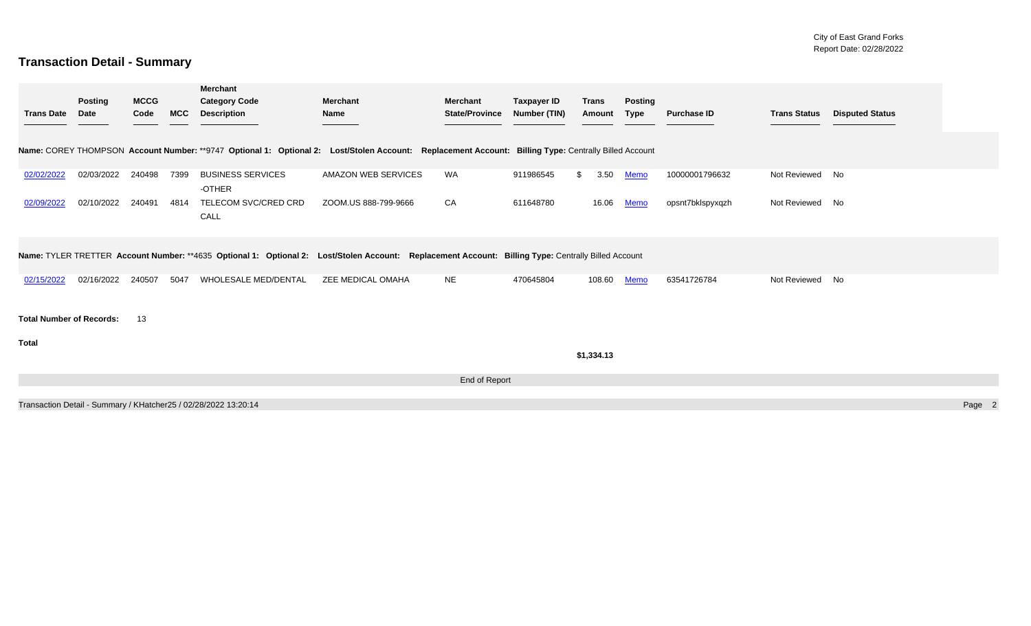City of East Grand Forks
Report Date: 02/28/2022

# Transaction Detail - Summary

| Trans Date | Posting Date | MCCG Code | MCC | Merchant Category Code Description | Merchant Name | Merchant State/Province | Taxpayer ID Number (TIN) | Trans Amount | Posting Type | Purchase ID | Trans Status | Disputed Status |
|---|---|---|---|---|---|---|---|---|---|---|---|---|
| **Name:** COREY THOMPSON **Account Number:** **9747 **Optional 1:** **Optional 2:** **Lost/Stolen Account:** **Replacement Account:** **Billing Type:** Centrally Billed Account | | | | | | | | | | | | |
| 02/02/2022 | 02/03/2022 | 240498 | 7399 | BUSINESS SERVICES -OTHER | AMAZON WEB SERVICES | WA | 911986545 | $ 3.50 | Memo | 10000001796632 | Not Reviewed | No |
| 02/09/2022 | 02/10/2022 | 240491 | 4814 | TELECOM SVC/CRED CRD CALL | ZOOM.US 888-799-9666 | CA | 611648780 | 16.06 | Memo | opsnt7bklspyxqzh | Not Reviewed | No |
| **Name:** TYLER TRETTER **Account Number:** **4635 **Optional 1:** **Optional 2:** **Lost/Stolen Account:** **Replacement Account:** **Billing Type:** Centrally Billed Account | | | | | | | | | | | | |
| 02/15/2022 | 02/16/2022 | 240507 | 5047 | WHOLESALE MED/DENTAL | ZEE MEDICAL OMAHA | NE | 470645804 | 108.60 | Memo | 63541726784 | Not Reviewed | No |

**Total Number of Records:** 13

**Total** $1,334.13

End of Report

Transaction Detail - Summary / KHatcher25 / 02/28/2022 13:20:14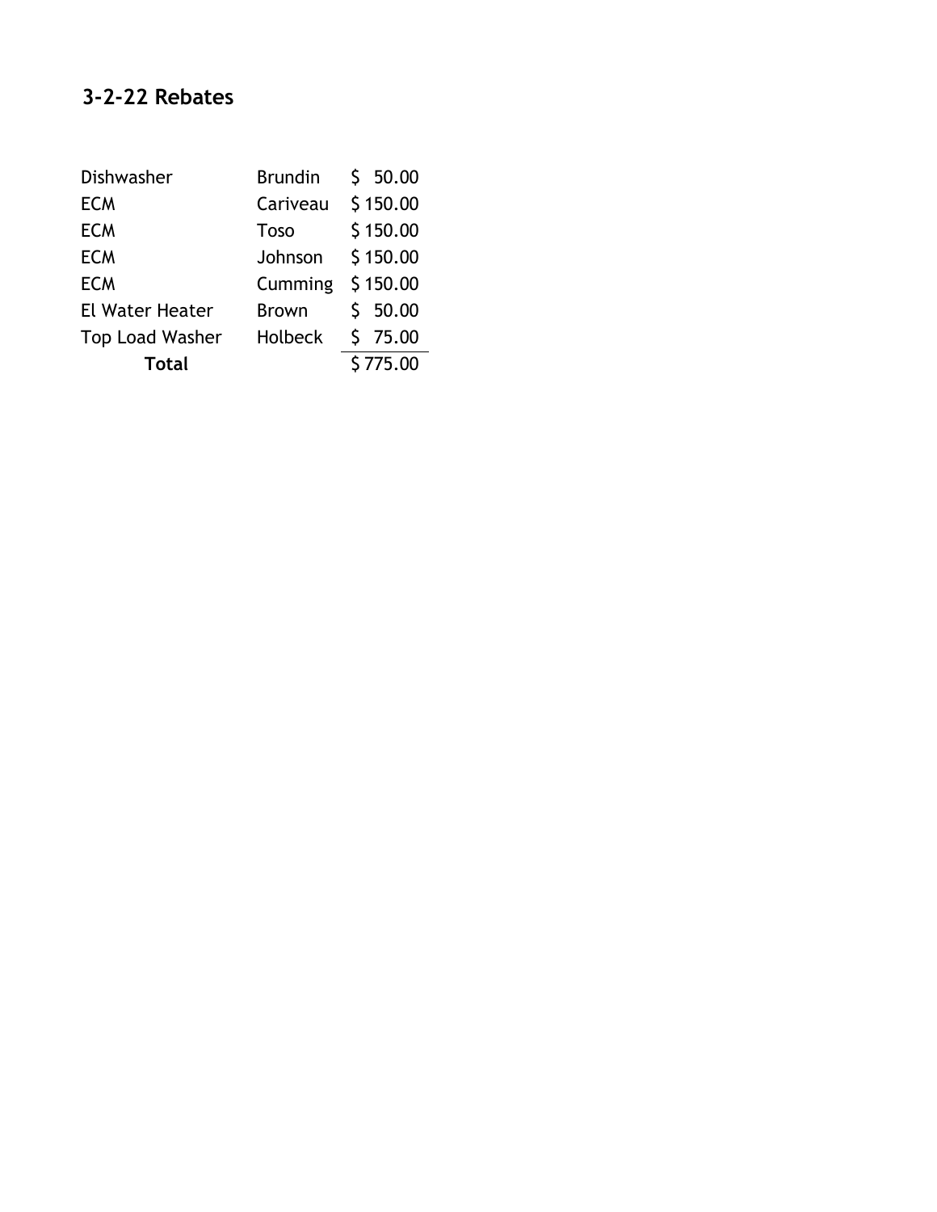## 3-2-22 Rebates

| | | |
|---|---|---|
| Dishwasher | Brundin | $ 50.00 |
| ECM | Cariveau | $ 150.00 |
| ECM | Toso | $ 150.00 |
| ECM | Johnson | $ 150.00 |
| ECM | Cumming | $ 150.00 |
| El Water Heater | Brown | $ 50.00 |
| Top Load Washer | Holbeck | $ 75.00 |
| **Total** | | $ 775.00 |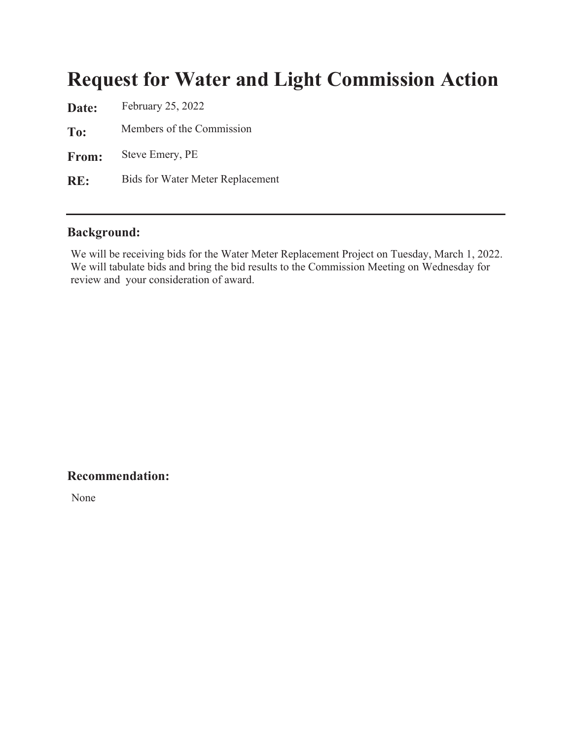# Request for Water and Light Commission Action

**Date:** February 25, 2022

**To:** Members of the Commission

**From:** Steve Emery, PE

**RE:** Bids for Water Meter Replacement

---

## Background:

We will be receiving bids for the Water Meter Replacement Project on Tuesday, March 1, 2022. We will tabulate bids and bring the bid results to the Commission Meeting on Wednesday for review and your consideration of award.

## Recommendation:

None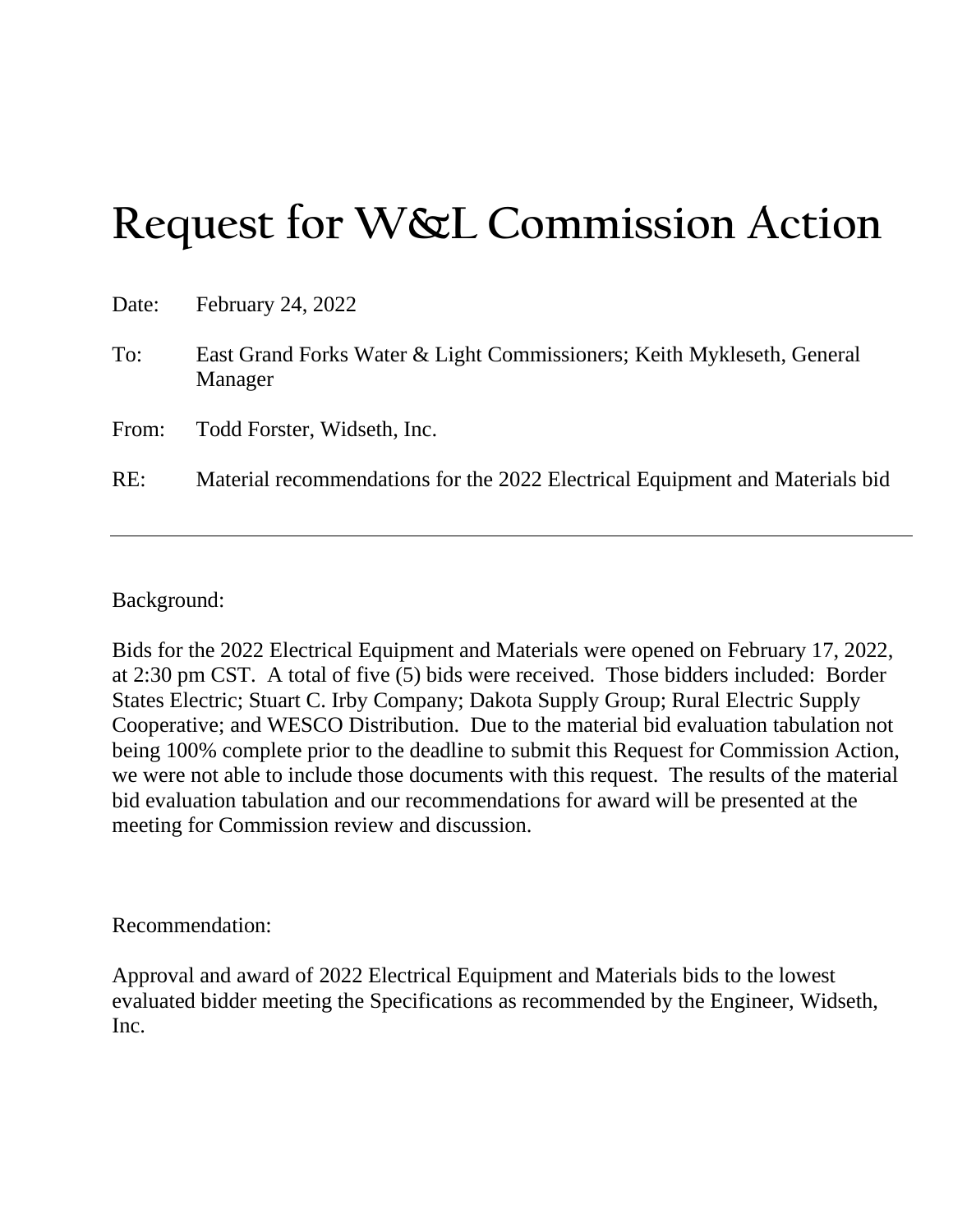# Request for W&L Commission Action

Date: February 24, 2022

To: East Grand Forks Water & Light Commissioners; Keith Mykleseth, General Manager

From: Todd Forster, Widseth, Inc.

RE: Material recommendations for the 2022 Electrical Equipment and Materials bid

---

Background:

Bids for the 2022 Electrical Equipment and Materials were opened on February 17, 2022, at 2:30 pm CST. A total of five (5) bids were received. Those bidders included: Border States Electric; Stuart C. Irby Company; Dakota Supply Group; Rural Electric Supply Cooperative; and WESCO Distribution. Due to the material bid evaluation tabulation not being 100% complete prior to the deadline to submit this Request for Commission Action, we were not able to include those documents with this request. The results of the material bid evaluation tabulation and our recommendations for award will be presented at the meeting for Commission review and discussion.

Recommendation:

Approval and award of 2022 Electrical Equipment and Materials bids to the lowest evaluated bidder meeting the Specifications as recommended by the Engineer, Widseth, Inc.